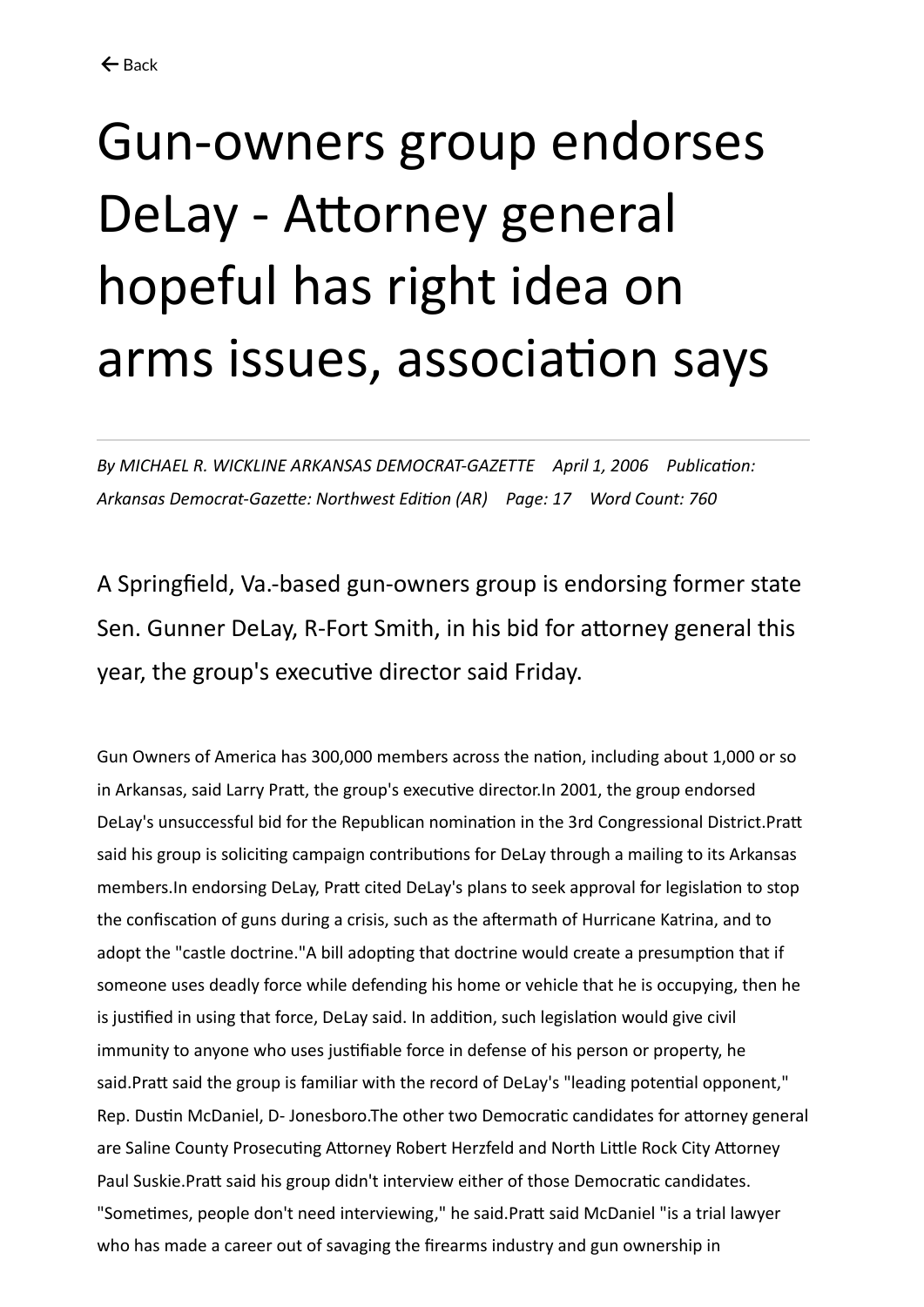← Back

# Gun-owners group endorses DeLay - Attorney general hopeful has right idea on arms issues, association says

*By MICHAEL R. WICKLINE ARKANSAS DEMOCRAT-GAZETTE April 1, 2006 Publication: Arkansas Democrat-Gazette: Northwest Edition (AR) Page: 17 Word Count: 760*

A Springfield, Va.-based gun-owners group is endorsing former state Sen. Gunner DeLay, R-Fort Smith, in his bid for attorney general this year, the group's executive director said Friday.

Gun Owners of America has 300,000 members across the nation, including about 1,000 or so in Arkansas, said Larry Pratt, the group's executive director.In 2001, the group endorsed DeLay's unsuccessful bid for the Republican nomination in the 3rd Congressional District.Pratt said his group is soliciting campaign contributions for DeLay through a mailing to its Arkansas members.In endorsing DeLay, Pratt cited DeLay's plans to seek approval for legislation to stop the confiscation of guns during a crisis, such as the aftermath of Hurricane Katrina, and to adopt the "castle doctrine."A bill adopting that doctrine would create a presumption that if someone uses deadly force while defending his home or vehicle that he is occupying, then he is justified in using that force, DeLay said. In addition, such legislation would give civil immunity to anyone who uses justifiable force in defense of his person or property, he said.Pratt said the group is familiar with the record of DeLay's "leading potential opponent," Rep. Dustin McDaniel, D- Jonesboro.The other two Democratic candidates for attorney general are Saline County Prosecuting Attorney Robert Herzfeld and North Little Rock City Attorney Paul Suskie.Pratt said his group didn't interview either of those Democratic candidates. "Sometimes, people don't need interviewing," he said.Pratt said McDaniel "is a trial lawyer who has made a career out of savaging the firearms industry and gun ownership in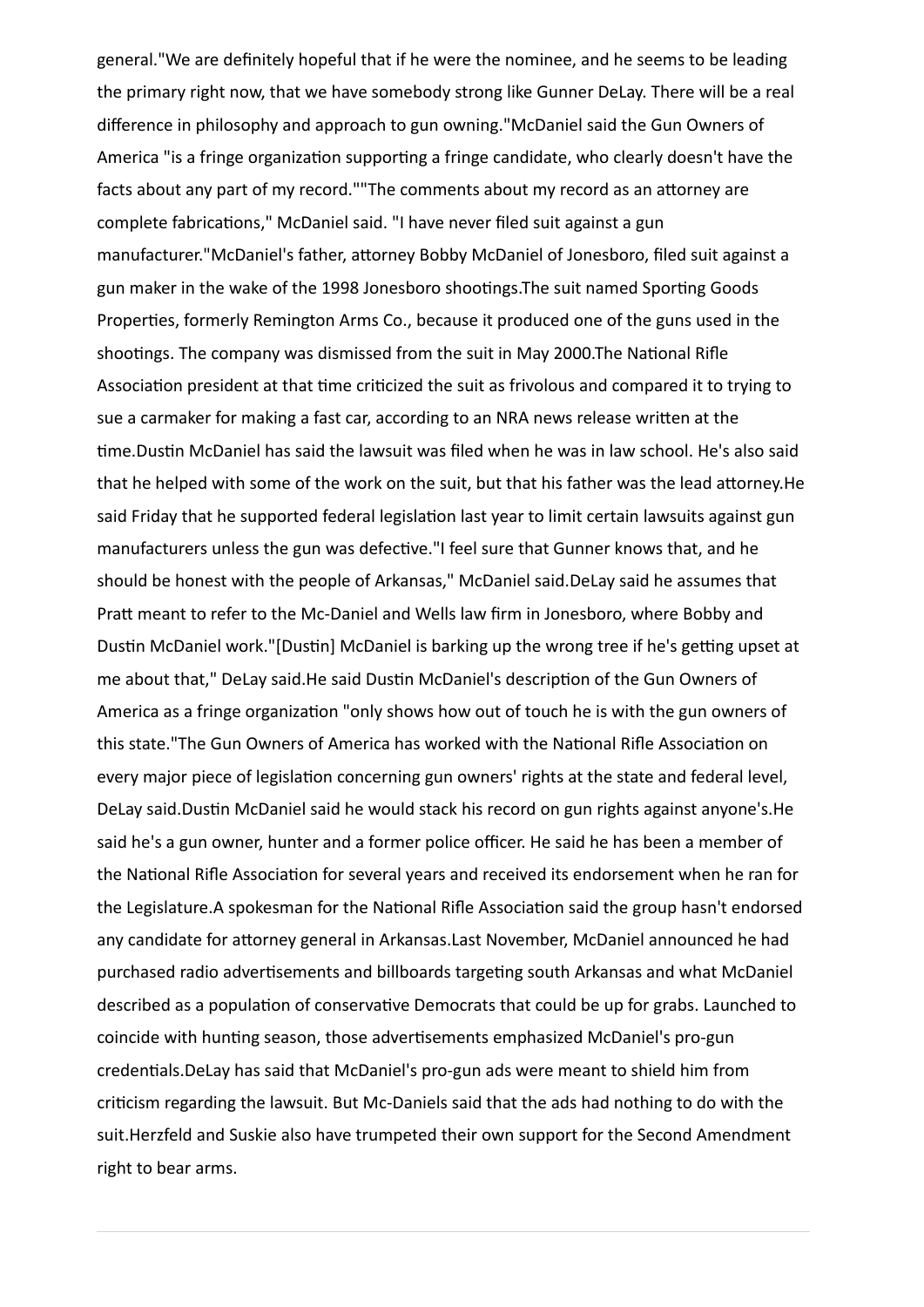general."We are definitely hopeful that if he were the nominee, and he seems to be leading the primary right now, that we have somebody strong like Gunner DeLay. There will be a real difference in philosophy and approach to gun owning."McDaniel said the Gun Owners of America "is a fringe organization supporting a fringe candidate, who clearly doesn't have the facts about any part of my record.""The comments about my record as an attorney are complete fabrications," McDaniel said. "I have never filed suit against a gun manufacturer."McDaniel's father, attorney Bobby McDaniel of Jonesboro, filed suit against a gun maker in the wake of the 1998 Jonesboro shootings.The suit named Sporting Goods Properties, formerly Remington Arms Co., because it produced one of the guns used in the shootings. The company was dismissed from the suit in May 2000.The National Rifle Association president at that time criticized the suit as frivolous and compared it to trying to sue a carmaker for making a fast car, according to an NRA news release written at the time.Dustin McDaniel has said the lawsuit was filed when he was in law school. He's also said that he helped with some of the work on the suit, but that his father was the lead attorney.He said Friday that he supported federal legislation last year to limit certain lawsuits against gun manufacturers unless the gun was defective."I feel sure that Gunner knows that, and he should be honest with the people of Arkansas," McDaniel said.DeLay said he assumes that Pratt meant to refer to the Mc-Daniel and Wells law firm in Jonesboro, where Bobby and Dustin McDaniel work."[Dustin] McDaniel is barking up the wrong tree if he's getting upset at me about that," DeLay said.He said Dustin McDaniel's description of the Gun Owners of America as a fringe organization "only shows how out of touch he is with the gun owners of this state."The Gun Owners of America has worked with the National Rifle Association on every major piece of legislation concerning gun owners' rights at the state and federal level, DeLay said.Dustin McDaniel said he would stack his record on gun rights against anyone's.He said he's a gun owner, hunter and a former police officer. He said he has been a member of the National Rifle Association for several years and received its endorsement when he ran for the Legislature.A spokesman for the National Rifle Association said the group hasn't endorsed any candidate for attorney general in Arkansas.Last November, McDaniel announced he had purchased radio advertisements and billboards targeting south Arkansas and what McDaniel described as a population of conservative Democrats that could be up for grabs. Launched to coincide with hunting season, those advertisements emphasized McDaniel's pro-gun credentials.DeLay has said that McDaniel's pro-gun ads were meant to shield him from criticism regarding the lawsuit. But Mc-Daniels said that the ads had nothing to do with the suit.Herzfeld and Suskie also have trumpeted their own support for the Second Amendment right to bear arms.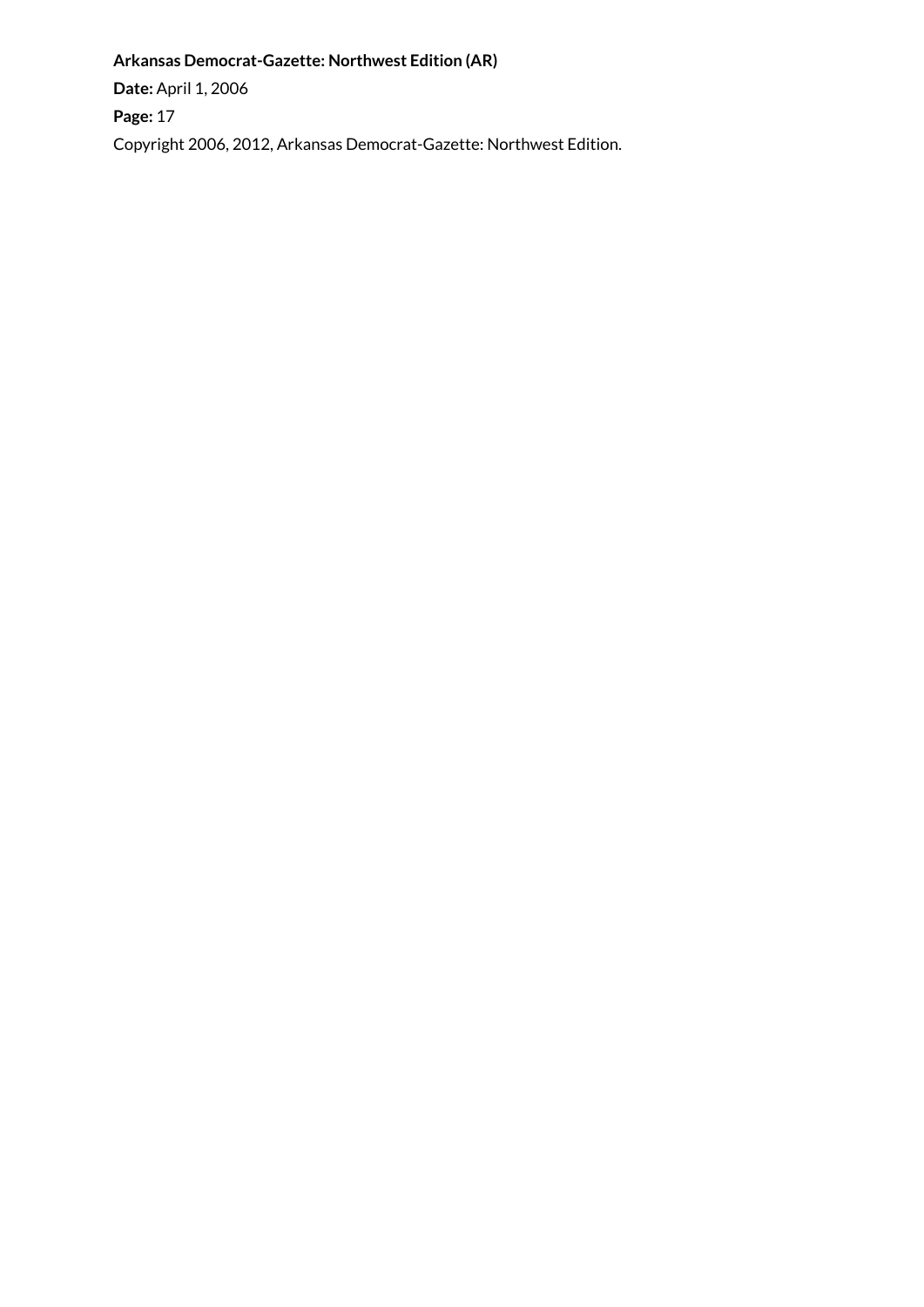**Arkansas Democrat-Gazette: Northwest Edition (AR)**

**Date:** April 1, 2006

**Page:** 17

Copyright 2006, 2012, Arkansas Democrat-Gazette: Northwest Edition.